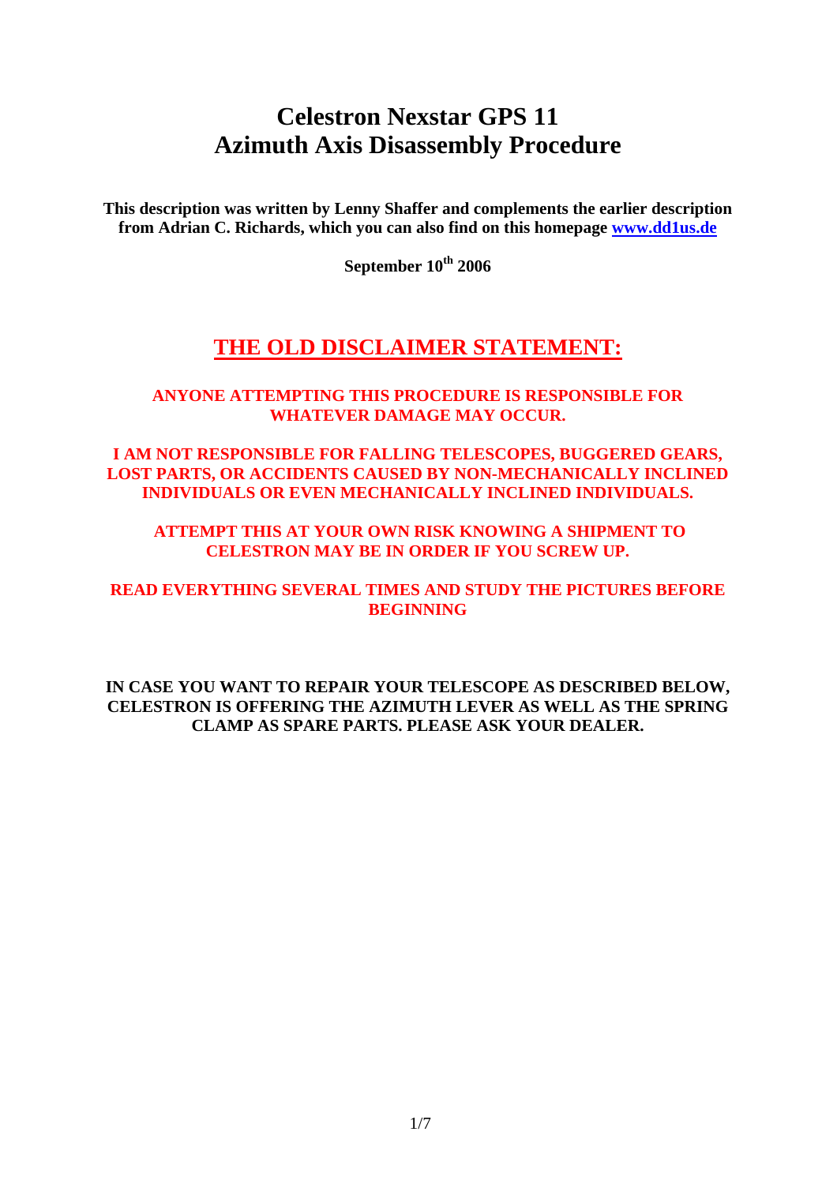# Celestron Nexstar GPS 11
# Azimuth Axis Disassembly Procedure

**This description was written by Lenny Shaffer and complements the earlier description from Adrian C. Richards, which you can also find on this homepage [www.dd1us.de](www.dd1us.de)**

**September 10th 2006**

## THE OLD DISCLAIMER STATEMENT:

**ANYONE ATTEMPTING THIS PROCEDURE IS RESPONSIBLE FOR WHATEVER DAMAGE MAY OCCUR.**

**I AM NOT RESPONSIBLE FOR FALLING TELESCOPES, BUGGERED GEARS, LOST PARTS, OR ACCIDENTS CAUSED BY NON-MECHANICALLY INCLINED INDIVIDUALS OR EVEN MECHANICALLY INCLINED INDIVIDUALS.**

**ATTEMPT THIS AT YOUR OWN RISK KNOWING A SHIPMENT TO CELESTRON MAY BE IN ORDER IF YOU SCREW UP.**

**READ EVERYTHING SEVERAL TIMES AND STUDY THE PICTURES BEFORE BEGINNING**

**IN CASE YOU WANT TO REPAIR YOUR TELESCOPE AS DESCRIBED BELOW, CELESTRON IS OFFERING THE AZIMUTH LEVER AS WELL AS THE SPRING CLAMP AS SPARE PARTS. PLEASE ASK YOUR DEALER.**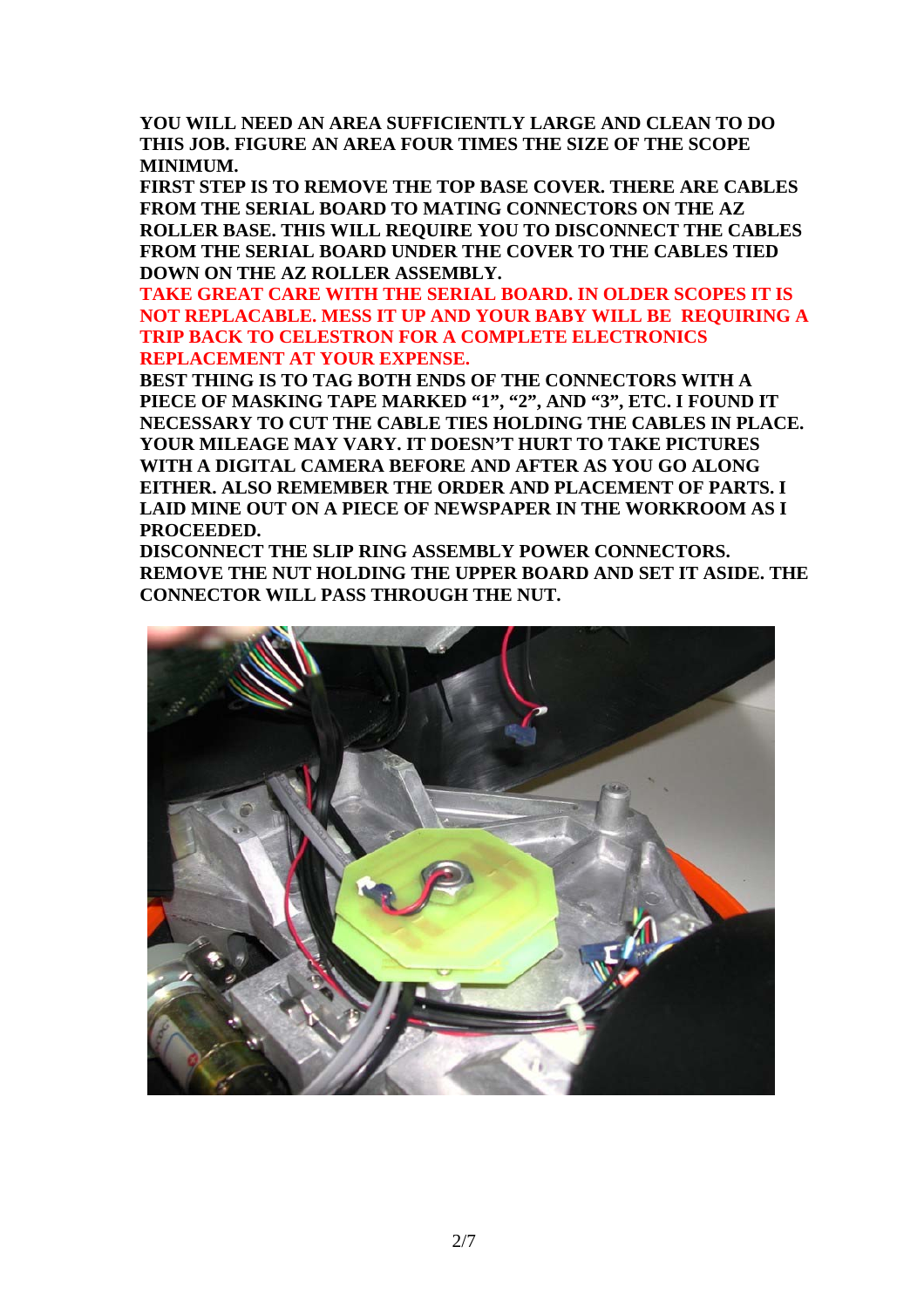**YOU WILL NEED AN AREA SUFFICIENTLY LARGE AND CLEAN TO DO THIS JOB. FIGURE AN AREA FOUR TIMES THE SIZE OF THE SCOPE MINIMUM.**

**FIRST STEP IS TO REMOVE THE TOP BASE COVER. THERE ARE CABLES FROM THE SERIAL BOARD TO MATING CONNECTORS ON THE AZ ROLLER BASE. THIS WILL REQUIRE YOU TO DISCONNECT THE CABLES FROM THE SERIAL BOARD UNDER THE COVER TO THE CABLES TIED DOWN ON THE AZ ROLLER ASSEMBLY.**

**TAKE GREAT CARE WITH THE SERIAL BOARD. IN OLDER SCOPES IT IS NOT REPLACABLE. MESS IT UP AND YOUR BABY WILL BE REQUIRING A TRIP BACK TO CELESTRON FOR A COMPLETE ELECTRONICS REPLACEMENT AT YOUR EXPENSE.**

**BEST THING IS TO TAG BOTH ENDS OF THE CONNECTORS WITH A PIECE OF MASKING TAPE MARKED "1", "2", AND "3", ETC. I FOUND IT NECESSARY TO CUT THE CABLE TIES HOLDING THE CABLES IN PLACE. YOUR MILEAGE MAY VARY. IT DOESN'T HURT TO TAKE PICTURES WITH A DIGITAL CAMERA BEFORE AND AFTER AS YOU GO ALONG EITHER. ALSO REMEMBER THE ORDER AND PLACEMENT OF PARTS. I LAID MINE OUT ON A PIECE OF NEWSPAPER IN THE WORKROOM AS I PROCEEDED.**

**DISCONNECT THE SLIP RING ASSEMBLY POWER CONNECTORS. REMOVE THE NUT HOLDING THE UPPER BOARD AND SET IT ASIDE. THE CONNECTOR WILL PASS THROUGH THE NUT.**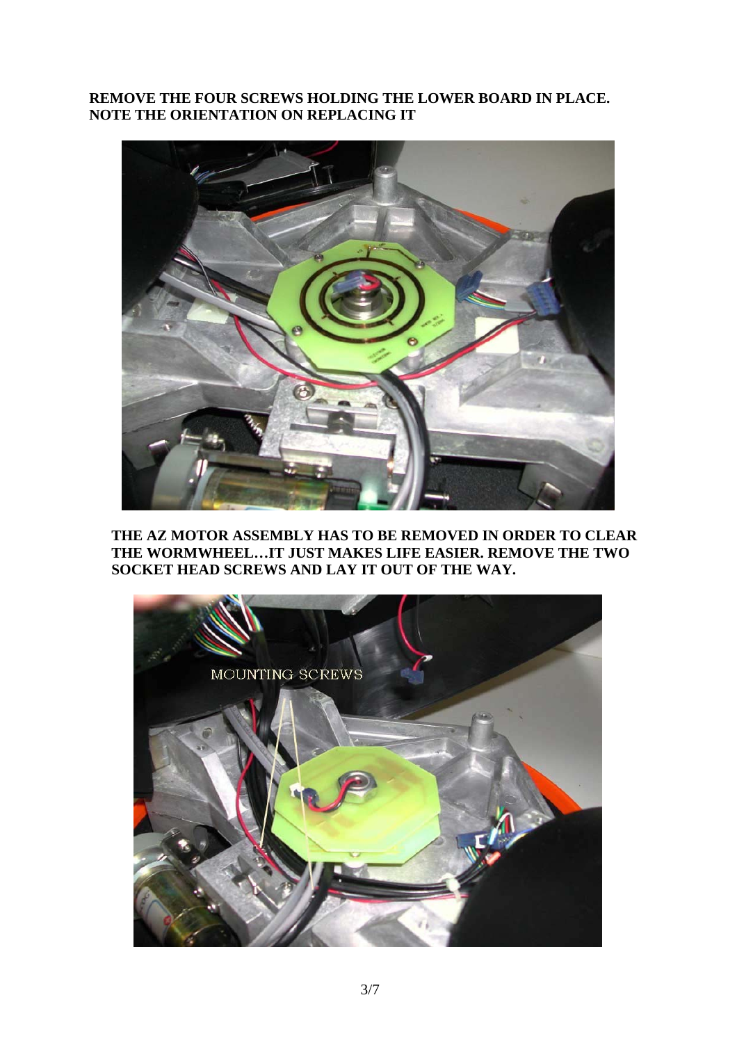**REMOVE THE FOUR SCREWS HOLDING THE LOWER BOARD IN PLACE. NOTE THE ORIENTATION ON REPLACING IT**

**THE AZ MOTOR ASSEMBLY HAS TO BE REMOVED IN ORDER TO CLEAR THE WORMWHEEL…IT JUST MAKES LIFE EASIER. REMOVE THE TWO SOCKET HEAD SCREWS AND LAY IT OUT OF THE WAY.**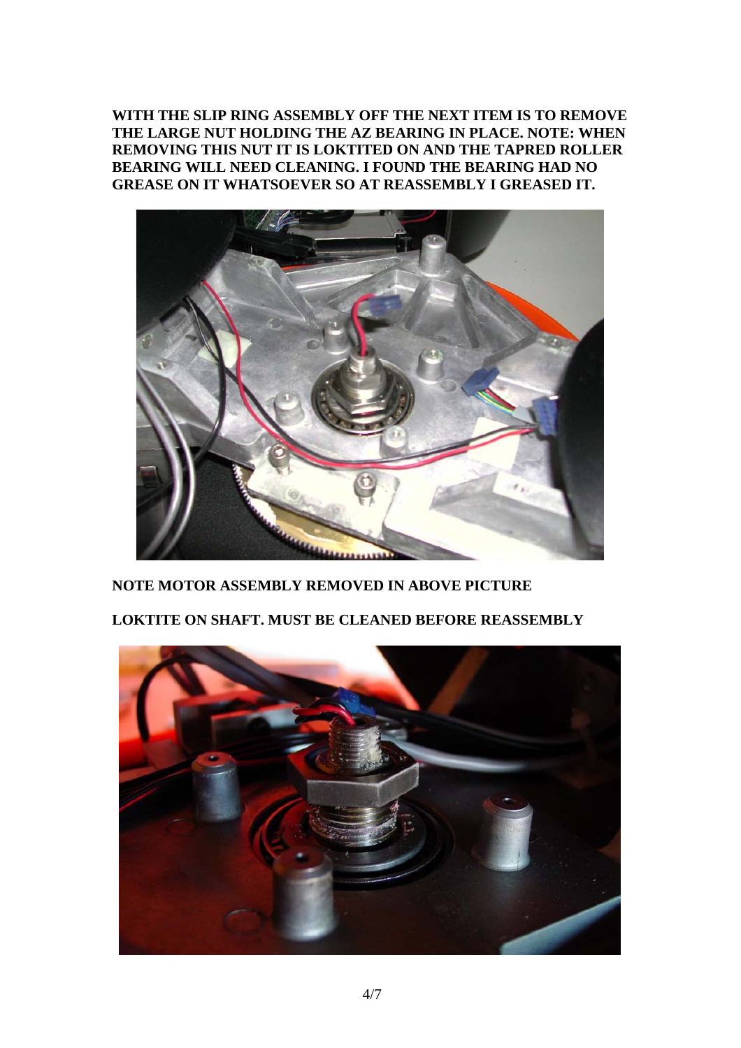**WITH THE SLIP RING ASSEMBLY OFF THE NEXT ITEM IS TO REMOVE THE LARGE NUT HOLDING THE AZ BEARING IN PLACE. NOTE: WHEN REMOVING THIS NUT IT IS LOKTITED ON AND THE TAPRED ROLLER BEARING WILL NEED CLEANING. I FOUND THE BEARING HAD NO GREASE ON IT WHATSOEVER SO AT REASSEMBLY I GREASED IT.**

**NOTE MOTOR ASSEMBLY REMOVED IN ABOVE PICTURE**

**LOKTITE ON SHAFT. MUST BE CLEANED BEFORE REASSEMBLY**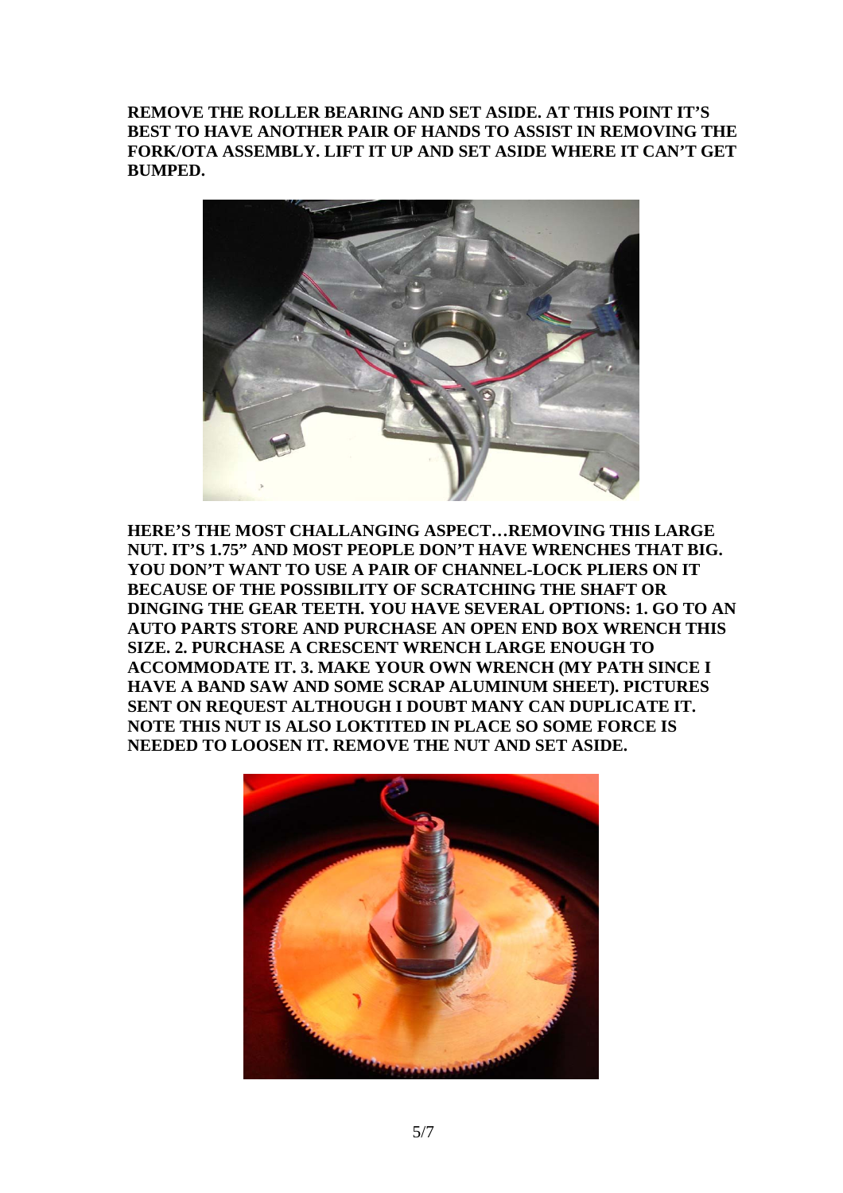**REMOVE THE ROLLER BEARING AND SET ASIDE. AT THIS POINT IT'S BEST TO HAVE ANOTHER PAIR OF HANDS TO ASSIST IN REMOVING THE FORK/OTA ASSEMBLY. LIFT IT UP AND SET ASIDE WHERE IT CAN'T GET BUMPED.**

**HERE'S THE MOST CHALLANGING ASPECT…REMOVING THIS LARGE NUT. IT'S 1.75" AND MOST PEOPLE DON'T HAVE WRENCHES THAT BIG. YOU DON'T WANT TO USE A PAIR OF CHANNEL-LOCK PLIERS ON IT BECAUSE OF THE POSSIBILITY OF SCRATCHING THE SHAFT OR DINGING THE GEAR TEETH. YOU HAVE SEVERAL OPTIONS: 1. GO TO AN AUTO PARTS STORE AND PURCHASE AN OPEN END BOX WRENCH THIS SIZE. 2. PURCHASE A CRESCENT WRENCH LARGE ENOUGH TO ACCOMMODATE IT. 3. MAKE YOUR OWN WRENCH (MY PATH SINCE I HAVE A BAND SAW AND SOME SCRAP ALUMINUM SHEET). PICTURES SENT ON REQUEST ALTHOUGH I DOUBT MANY CAN DUPLICATE IT. NOTE THIS NUT IS ALSO LOKTITED IN PLACE SO SOME FORCE IS NEEDED TO LOOSEN IT. REMOVE THE NUT AND SET ASIDE.**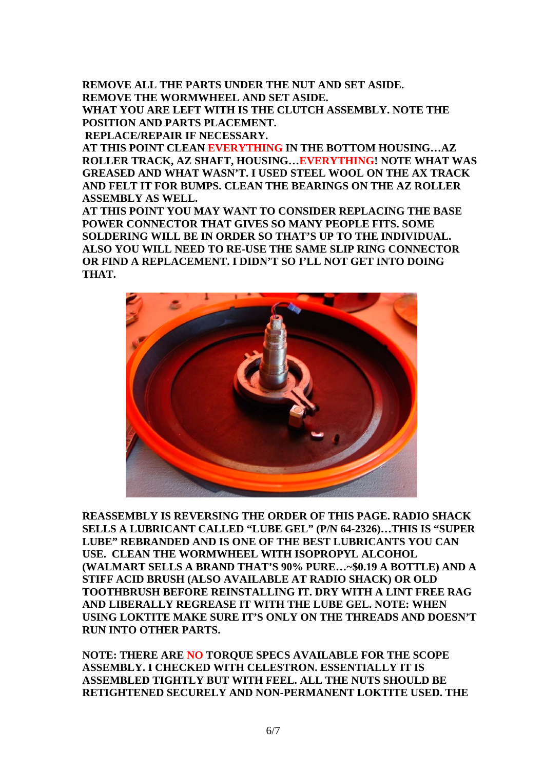**REMOVE ALL THE PARTS UNDER THE NUT AND SET ASIDE.**
**REMOVE THE WORMWHEEL AND SET ASIDE.**
**WHAT YOU ARE LEFT WITH IS THE CLUTCH ASSEMBLY. NOTE THE POSITION AND PARTS PLACEMENT.**
**REPLACE/REPAIR IF NECESSARY.**
**AT THIS POINT CLEAN EVERYTHING IN THE BOTTOM HOUSING…AZ ROLLER TRACK, AZ SHAFT, HOUSING…EVERYTHING! NOTE WHAT WAS GREASED AND WHAT WASN'T. I USED STEEL WOOL ON THE AX TRACK AND FELT IT FOR BUMPS. CLEAN THE BEARINGS ON THE AZ ROLLER ASSEMBLY AS WELL.**
**AT THIS POINT YOU MAY WANT TO CONSIDER REPLACING THE BASE POWER CONNECTOR THAT GIVES SO MANY PEOPLE FITS. SOME SOLDERING WILL BE IN ORDER SO THAT'S UP TO THE INDIVIDUAL. ALSO YOU WILL NEED TO RE-USE THE SAME SLIP RING CONNECTOR OR FIND A REPLACEMENT. I DIDN'T SO I'LL NOT GET INTO DOING THAT.**

**REASSEMBLY IS REVERSING THE ORDER OF THIS PAGE. RADIO SHACK SELLS A LUBRICANT CALLED "LUBE GEL" (P/N 64-2326)…THIS IS "SUPER LUBE" REBRANDED AND IS ONE OF THE BEST LUBRICANTS YOU CAN USE. CLEAN THE WORMWHEEL WITH ISOPROPYL ALCOHOL (WALMART SELLS A BRAND THAT'S 90% PURE…~$0.19 A BOTTLE) AND A STIFF ACID BRUSH (ALSO AVAILABLE AT RADIO SHACK) OR OLD TOOTHBRUSH BEFORE REINSTALLING IT. DRY WITH A LINT FREE RAG AND LIBERALLY REGREASE IT WITH THE LUBE GEL. NOTE: WHEN USING LOKTITE MAKE SURE IT'S ONLY ON THE THREADS AND DOESN'T RUN INTO OTHER PARTS.**

**NOTE: THERE ARE NO TORQUE SPECS AVAILABLE FOR THE SCOPE ASSEMBLY. I CHECKED WITH CELESTRON. ESSENTIALLY IT IS ASSEMBLED TIGHTLY BUT WITH FEEL. ALL THE NUTS SHOULD BE RETIGHTENED SECURELY AND NON-PERMANENT LOKTITE USED. THE**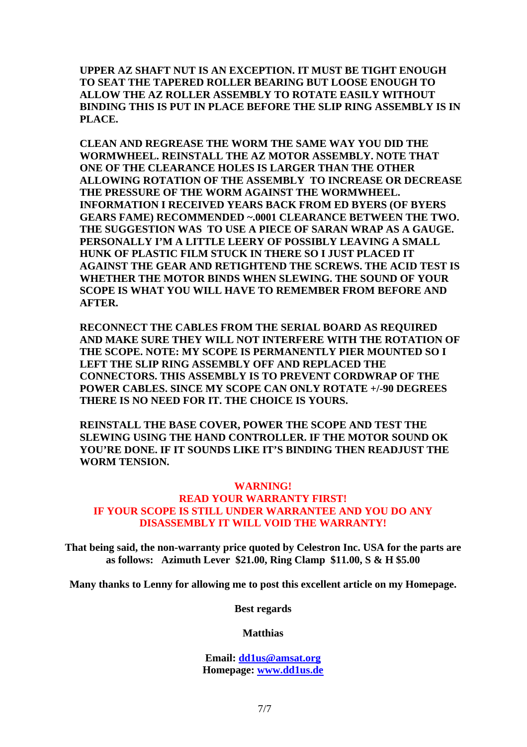**UPPER AZ SHAFT NUT IS AN EXCEPTION. IT MUST BE TIGHT ENOUGH TO SEAT THE TAPERED ROLLER BEARING BUT LOOSE ENOUGH TO ALLOW THE AZ ROLLER ASSEMBLY TO ROTATE EASILY WITHOUT BINDING THIS IS PUT IN PLACE BEFORE THE SLIP RING ASSEMBLY IS IN PLACE.**

**CLEAN AND REGREASE THE WORM THE SAME WAY YOU DID THE WORMWHEEL. REINSTALL THE AZ MOTOR ASSEMBLY. NOTE THAT ONE OF THE CLEARANCE HOLES IS LARGER THAN THE OTHER ALLOWING ROTATION OF THE ASSEMBLY TO INCREASE OR DECREASE THE PRESSURE OF THE WORM AGAINST THE WORMWHEEL. INFORMATION I RECEIVED YEARS BACK FROM ED BYERS (OF BYERS GEARS FAME) RECOMMENDED ~.0001 CLEARANCE BETWEEN THE TWO. THE SUGGESTION WAS TO USE A PIECE OF SARAN WRAP AS A GAUGE. PERSONALLY I'M A LITTLE LEERY OF POSSIBLY LEAVING A SMALL HUNK OF PLASTIC FILM STUCK IN THERE SO I JUST PLACED IT AGAINST THE GEAR AND RETIGHTEND THE SCREWS. THE ACID TEST IS WHETHER THE MOTOR BINDS WHEN SLEWING. THE SOUND OF YOUR SCOPE IS WHAT YOU WILL HAVE TO REMEMBER FROM BEFORE AND AFTER.**

**RECONNECT THE CABLES FROM THE SERIAL BOARD AS REQUIRED AND MAKE SURE THEY WILL NOT INTERFERE WITH THE ROTATION OF THE SCOPE. NOTE: MY SCOPE IS PERMANENTLY PIER MOUNTED SO I LEFT THE SLIP RING ASSEMBLY OFF AND REPLACED THE CONNECTORS. THIS ASSEMBLY IS TO PREVENT CORDWRAP OF THE POWER CABLES. SINCE MY SCOPE CAN ONLY ROTATE +/-90 DEGREES THERE IS NO NEED FOR IT. THE CHOICE IS YOURS.**

**REINSTALL THE BASE COVER, POWER THE SCOPE AND TEST THE SLEWING USING THE HAND CONTROLLER. IF THE MOTOR SOUND OK YOU'RE DONE. IF IT SOUNDS LIKE IT'S BINDING THEN READJUST THE WORM TENSION.**

**WARNING!**
**READ YOUR WARRANTY FIRST!**
**IF YOUR SCOPE IS STILL UNDER WARRANTEE AND YOU DO ANY DISASSEMBLY IT WILL VOID THE WARRANTY!**

**That being said, the non-warranty price quoted by Celestron Inc. USA for the parts are as follows: Azimuth Lever $21.00, Ring Clamp $11.00, S & H $5.00**

**Many thanks to Lenny for allowing me to post this excellent article on my Homepage.**

**Best regards**

**Matthias**

**Email: [dd1us@amsat.org](mailto:dd1us@amsat.org)**
**Homepage: [www.dd1us.de](http://www.dd1us.de)**